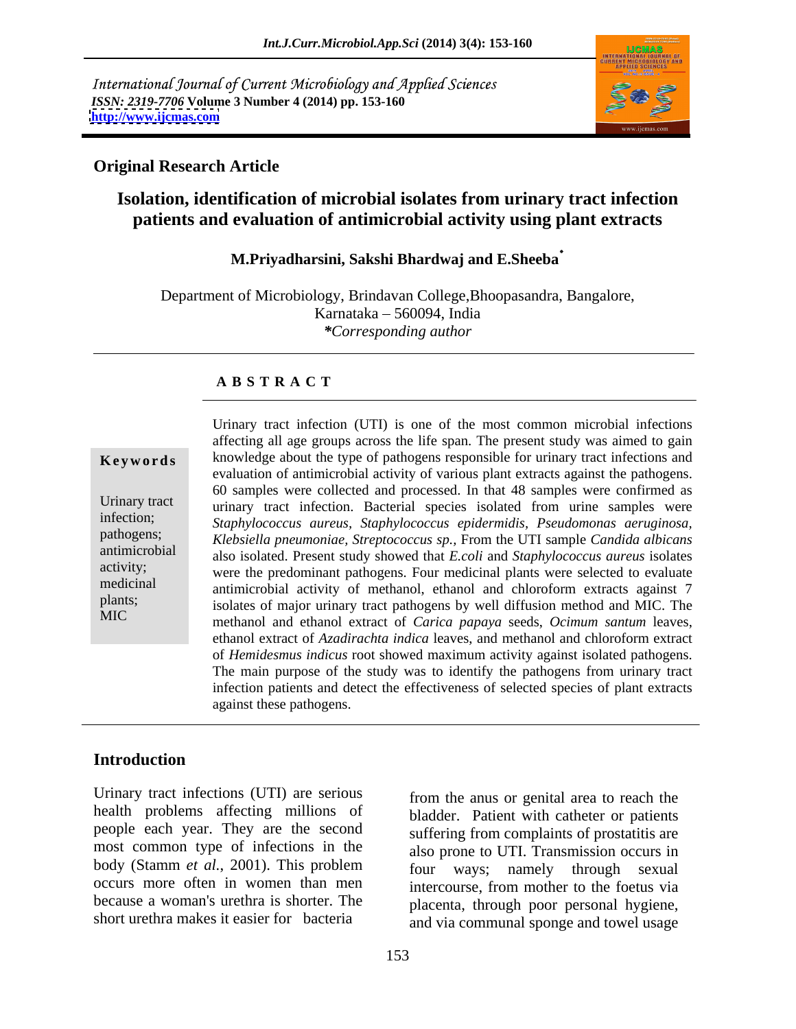International Journal of Current Microbiology and Applied Sciences
*ISSN: 2319-7706* **Volume 3 Number 4 (2014) pp. 153-160**
**http://www.ijcmas.com**

**Original Research Article**

# Isolation, identification of microbial isolates from urinary tract infection patients and evaluation of antimicrobial activity using plant extracts

**M.Priyadharsini, Sakshi Bhardwaj and E.Sheeba***

Department of Microbiology, Brindavan College,Bhoopasandra, Bangalore, Karnataka – 560094, India
***Corresponding author***

## A B S T R A C T

**Keywords**

Urinary tract infection; pathogens; antimicrobial activity; medicinal plants; MIC

Urinary tract infection (UTI) is one of the most common microbial infections affecting all age groups across the life span. The present study was aimed to gain knowledge about the type of pathogens responsible for urinary tract infections and evaluation of antimicrobial activity of various plant extracts against the pathogens. 60 samples were collected and processed. In that 48 samples were confirmed as urinary tract infection. Bacterial species isolated from urine samples were *Staphylococcus aureus, Staphylococcus epidermidis, Pseudomonas aeruginosa, Klebsiella pneumoniae, Streptococcus sp.,* From the UTI sample *Candida albicans* also isolated. Present study showed that *E.coli* and *Staphylococcus aureus* isolates were the predominant pathogens. Four medicinal plants were selected to evaluate antimicrobial activity of methanol, ethanol and chloroform extracts against 7 isolates of major urinary tract pathogens by well diffusion method and MIC. The methanol and ethanol extract of *Carica papaya* seeds, *Ocimum santum* leaves, ethanol extract of *Azadirachta indica* leaves, and methanol and chloroform extract of *Hemidesmus indicus* root showed maximum activity against isolated pathogens. The main purpose of the study was to identify the pathogens from urinary tract infection patients and detect the effectiveness of selected species of plant extracts against these pathogens.

## Introduction

Urinary tract infections (UTI) are serious health problems affecting millions of people each year. They are the second most common type of infections in the body (Stamm *et al.*, 2001). This problem occurs more often in women than men because a woman's urethra is shorter. The short urethra makes it easier for bacteria from the anus or genital area to reach the bladder. Patient with catheter or patients suffering from complaints of prostatitis are also prone to UTI. Transmission occurs in four ways; namely through sexual intercourse, from mother to the foetus via placenta, through poor personal hygiene, and via communal sponge and towel usage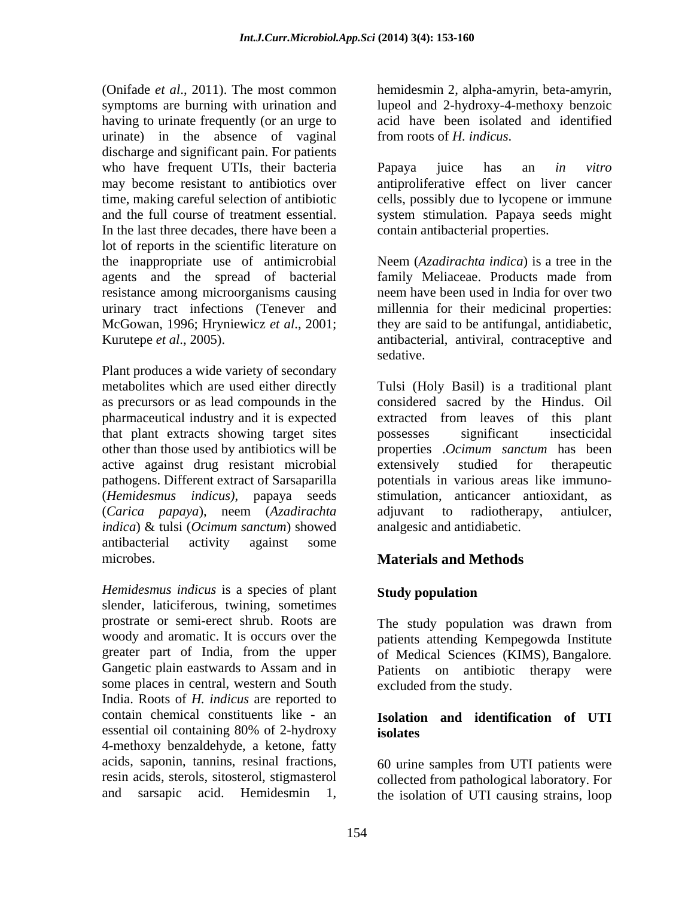(Onifade *et al*., 2011). The most common symptoms are burning with urination and having to urinate frequently (or an urge to urinate) in the absence of vaginal discharge and significant pain. For patients who have frequent UTIs, their bacteria may become resistant to antibiotics over time, making careful selection of antibiotic and the full course of treatment essential. In the last three decades, there have been a lot of reports in the scientific literature on the inappropriate use of antimicrobial agents and the spread of bacterial resistance among microorganisms causing urinary tract infections (Tenever and McGowan, 1996; Hryniewicz *et al*., 2001; Kurutepe *et al*., 2005).

Plant produces a wide variety of secondary metabolites which are used either directly as precursors or as lead compounds in the pharmaceutical industry and it is expected that plant extracts showing target sites other than those used by antibiotics will be active against drug resistant microbial pathogens. Different extract of Sarsaparilla (*Hemidesmus indicus)*, papaya seeds (*Carica papaya*), neem (*Azadirachta indica*) & tulsi (*Ocimum sanctum*) showed antibacterial activity against some microbes.

*Hemidesmus indicus* is a species of plant slender, laticiferous, twining, sometimes prostrate or semi-erect shrub. Roots are woody and aromatic. It is occurs over the greater part of India, from the upper Gangetic plain eastwards to Assam and in some places in central, western and South India. Roots of *H. indicus* are reported to contain chemical constituents like - an essential oil containing 80% of 2-hydroxy 4-methoxy benzaldehyde, a ketone, fatty acids, saponin, tannins, resinal fractions, resin acids, sterols, sitosterol, stigmasterol and sarsapic acid. Hemidesmin 1, hemidesmin 2, alpha-amyrin, beta-amyrin, lupeol and 2-hydroxy-4-methoxy benzoic acid have been isolated and identified from roots of *H. indicus*.

Papaya juice has an *in vitro* antiproliferative effect on liver cancer cells, possibly due to lycopene or immune system stimulation. Papaya seeds might contain antibacterial properties.

Neem (*Azadirachta indica*) is a tree in the family Meliaceae. Products made from neem have been used in India for over two millennia for their medicinal properties: they are said to be antifungal, antidiabetic, antibacterial, antiviral, contraceptive and sedative.

Tulsi (Holy Basil) is a traditional plant considered sacred by the Hindus. Oil extracted from leaves of this plant possesses significant insecticidal properties .*Ocimum sanctum* has been extensively studied for therapeutic potentials in various areas like immuno-stimulation, anticancer antioxidant, as adjuvant to radiotherapy, antiulcer, analgesic and antidiabetic.

## Materials and Methods

### Study population

The study population was drawn from patients attending Kempegowda Institute of Medical Sciences (KIMS), Bangalore. Patients on antibiotic therapy were excluded from the study.

### Isolation and identification of UTI isolates

60 urine samples from UTI patients were collected from pathological laboratory. For the isolation of UTI causing strains, loop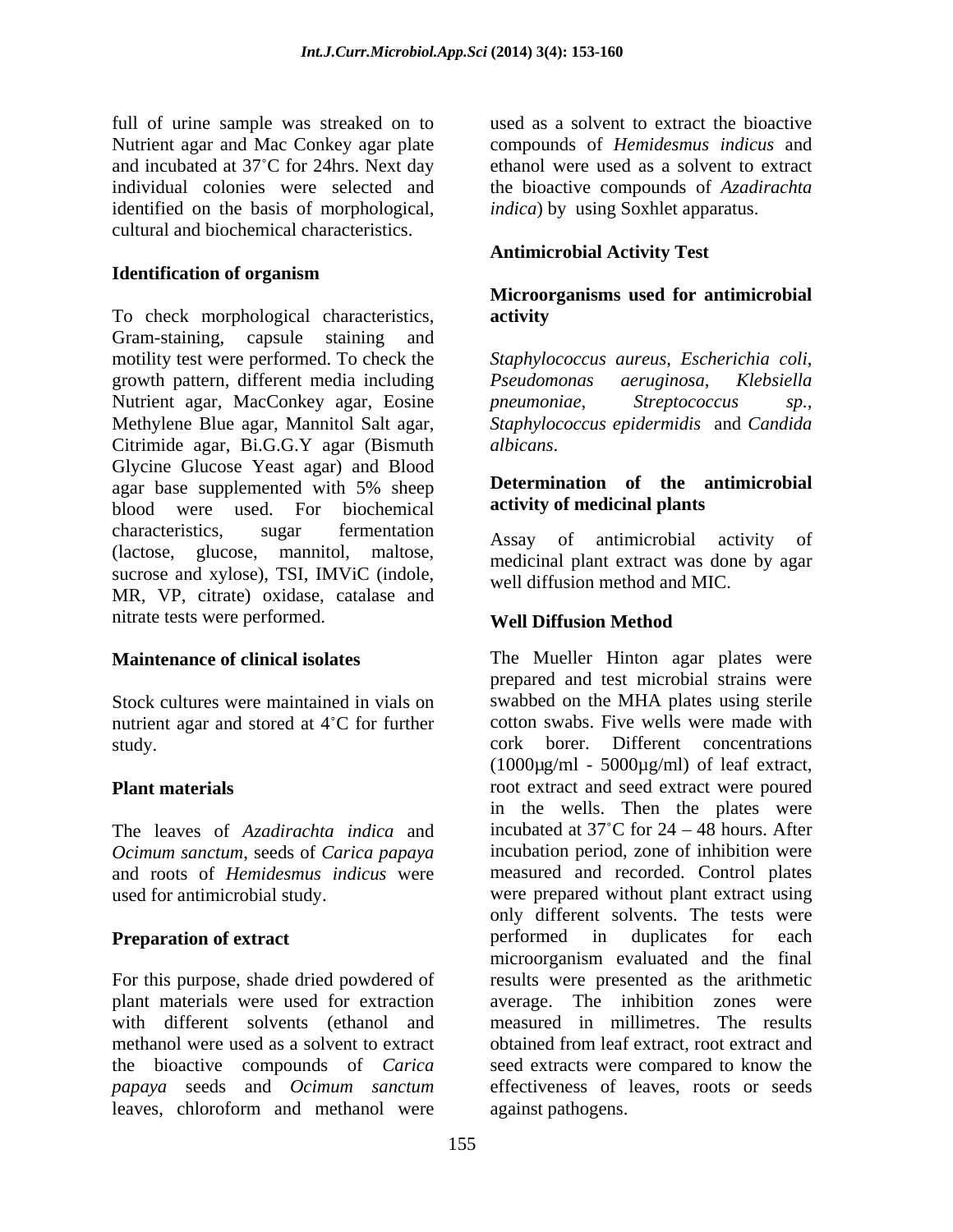full of urine sample was streaked on to Nutrient agar and Mac Conkey agar plate and incubated at 37˚C for 24hrs. Next day individual colonies were selected and identified on the basis of morphological, cultural and biochemical characteristics.

### Identification of organism

To check morphological characteristics, Gram-staining, capsule staining and motility test were performed. To check the growth pattern, different media including Nutrient agar, MacConkey agar, Eosine Methylene Blue agar, Mannitol Salt agar, Citrimide agar, Bi.G.G.Y agar (Bismuth Glycine Glucose Yeast agar) and Blood agar base supplemented with 5% sheep blood were used. For biochemical characteristics, sugar fermentation (lactose, glucose, mannitol, maltose, sucrose and xylose), TSI, IMViC (indole, MR, VP, citrate) oxidase, catalase and nitrate tests were performed.

### Maintenance of clinical isolates

Stock cultures were maintained in vials on nutrient agar and stored at 4˚C for further study.

### Plant materials

The leaves of *Azadirachta indica* and *Ocimum sanctum*, seeds of *Carica papaya* and roots of *Hemidesmus indicus* were used for antimicrobial study.

### Preparation of extract

For this purpose, shade dried powdered of plant materials were used for extraction with different solvents (ethanol and methanol were used as a solvent to extract the bioactive compounds of *Carica papaya* seeds and *Ocimum sanctum* leaves, chloroform and methanol were used as a solvent to extract the bioactive compounds of *Hemidesmus indicus* and ethanol were used as a solvent to extract the bioactive compounds of *Azadirachta indica*) by using Soxhlet apparatus.

### Antimicrobial Activity Test

### Microorganisms used for antimicrobial activity

*Staphylococcus aureus*, *Escherichia coli*, *Pseudomonas aeruginosa*, *Klebsiella pneumoniae*, *Streptococcus sp.*, *Staphylococcus epidermidis* and *Candida albicans*.

### Determination of the antimicrobial activity of medicinal plants

Assay of antimicrobial activity of medicinal plant extract was done by agar well diffusion method and MIC.

### Well Diffusion Method

The Mueller Hinton agar plates were prepared and test microbial strains were swabbed on the MHA plates using sterile cotton swabs. Five wells were made with cork borer. Different concentrations (1000µg/ml - 5000µg/ml) of leaf extract, root extract and seed extract were poured in the wells. Then the plates were incubated at 37˚C for 24 – 48 hours. After incubation period, zone of inhibition were measured and recorded. Control plates were prepared without plant extract using only different solvents. The tests were performed in duplicates for each microorganism evaluated and the final results were presented as the arithmetic average. The inhibition zones were measured in millimetres. The results obtained from leaf extract, root extract and seed extracts were compared to know the effectiveness of leaves, roots or seeds against pathogens.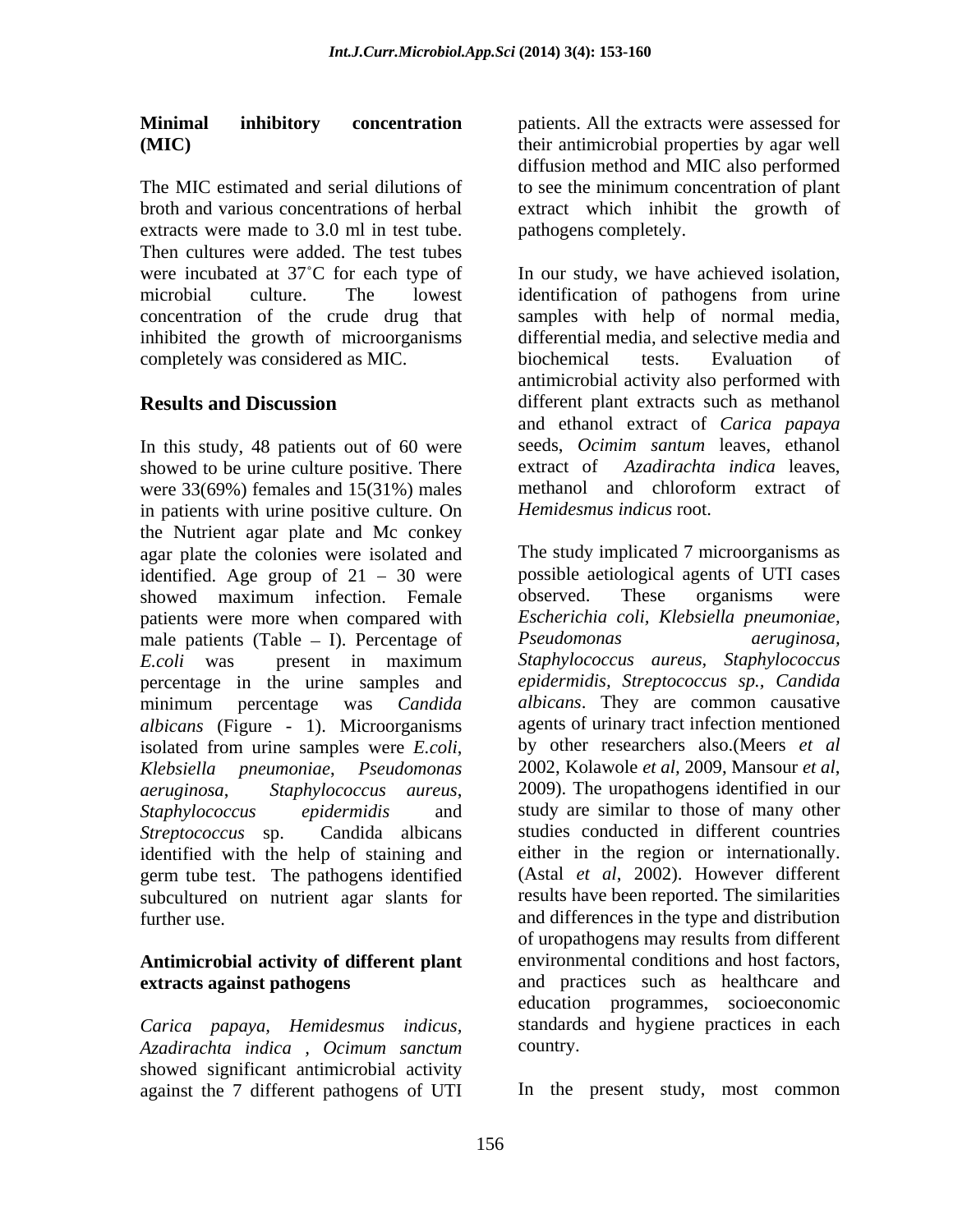### Minimal inhibitory concentration (MIC)

The MIC estimated and serial dilutions of broth and various concentrations of herbal extracts were made to 3.0 ml in test tube. Then cultures were added. The test tubes were incubated at 37˚C for each type of microbial culture. The lowest concentration of the crude drug that inhibited the growth of microorganisms completely was considered as MIC.

## Results and Discussion

In this study, 48 patients out of 60 were showed to be urine culture positive. There were 33(69%) females and 15(31%) males in patients with urine positive culture. On the Nutrient agar plate and Mc conkey agar plate the colonies were isolated and identified. Age group of 21 – 30 were showed maximum infection. Female patients were more when compared with male patients (Table – I). Percentage of *E.coli* was present in maximum percentage in the urine samples and minimum percentage was *Candida albicans* (Figure - 1). Microorganisms isolated from urine samples were *E.coli*, *Klebsiella pneumoniae*, *Pseudomonas aeruginosa*, *Staphylococcus aureus*, *Staphylococcus epidermidis* and *Streptococcus* sp. Candida albicans identified with the help of staining and germ tube test. The pathogens identified subcultured on nutrient agar slants for further use.

### Antimicrobial activity of different plant extracts against pathogens

*Carica papaya*, *Hemidesmus indicus*, *Azadirachta indica* , *Ocimum sanctum* showed significant antimicrobial activity against the 7 different pathogens of UTI patients. All the extracts were assessed for their antimicrobial properties by agar well diffusion method and MIC also performed to see the minimum concentration of plant extract which inhibit the growth of pathogens completely.

In our study, we have achieved isolation, identification of pathogens from urine samples with help of normal media, differential media, and selective media and biochemical tests. Evaluation of antimicrobial activity also performed with different plant extracts such as methanol and ethanol extract of *Carica papaya* seeds, *Ocimim santum* leaves, ethanol extract of *Azadirachta indica* leaves, methanol and chloroform extract of *Hemidesmus indicus* root.

The study implicated 7 microorganisms as possible aetiological agents of UTI cases observed. These organisms were *Escherichia coli, Klebsiella pneumoniae, Pseudomonas aeruginosa, Staphylococcus aureus, Staphylococcus epidermidis, Streptococcus sp., Candida albicans*. They are common causative agents of urinary tract infection mentioned by other researchers also.(Meers *et al* 2002, Kolawole *et al,* 2009, Mansour *et al*, 2009). The uropathogens identified in our study are similar to those of many other studies conducted in different countries either in the region or internationally. (Astal *et al*, 2002). However different results have been reported. The similarities and differences in the type and distribution of uropathogens may results from different environmental conditions and host factors, and practices such as healthcare and education programmes, socioeconomic standards and hygiene practices in each country.

In the present study, most common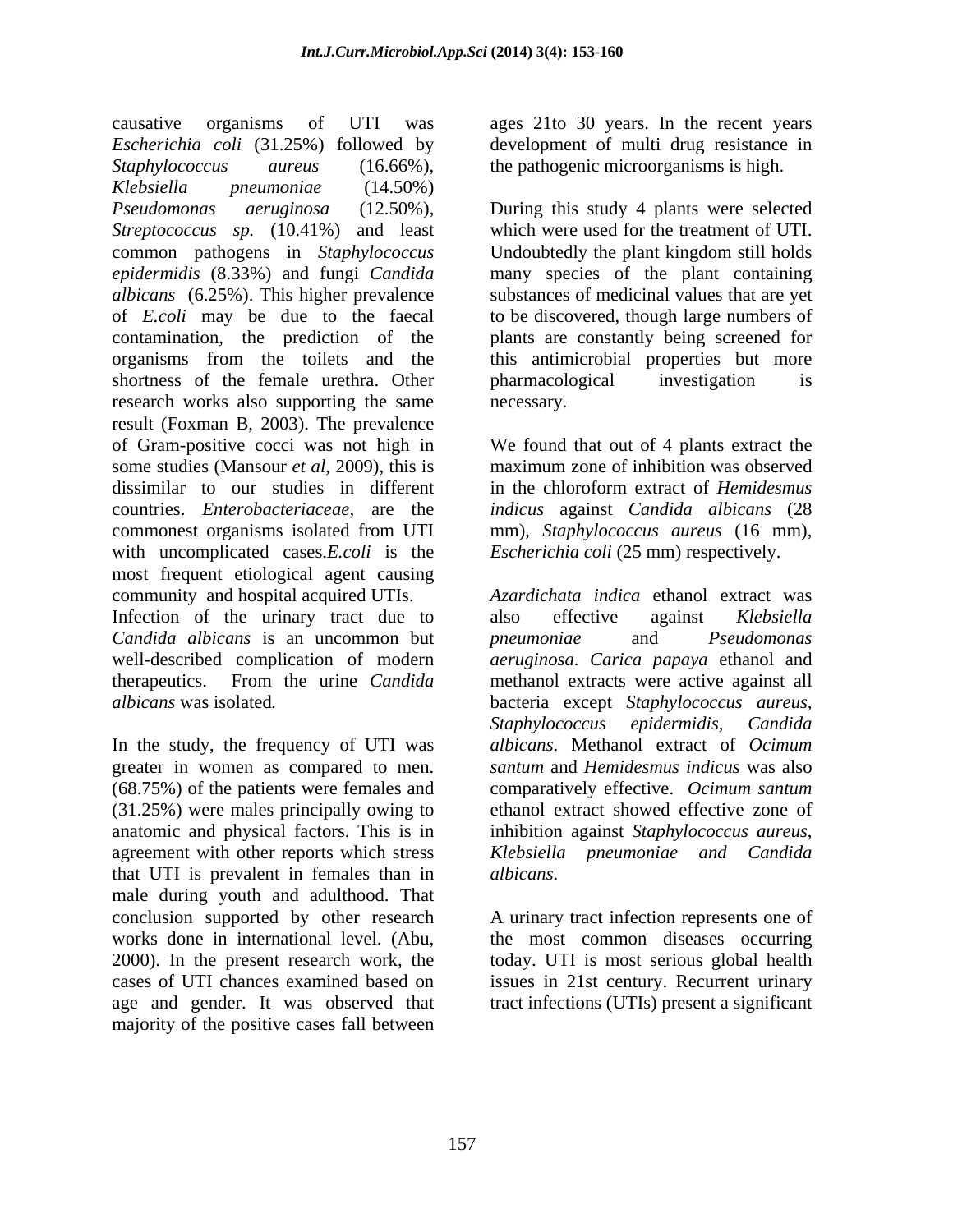causative organisms of UTI was *Escherichia coli* (31.25%) followed by *Staphylococcus aureus* (16.66%), *Klebsiella pneumoniae* (14.50%) *Pseudomonas aeruginosa* (12.50%), *Streptococcus sp.* (10.41%) and least common pathogens in *Staphylococcus epidermidis* (8.33%) and fungi *Candida albicans* (6.25%). This higher prevalence of *E.coli* may be due to the faecal contamination, the prediction of the organisms from the toilets and the shortness of the female urethra. Other research works also supporting the same result (Foxman B, 2003). The prevalence of Gram-positive cocci was not high in some studies (Mansour *et al*, 2009), this is dissimilar to our studies in different countries. *Enterobacteriaceae*, are the commonest organisms isolated from UTI with uncomplicated cases.*E.coli* is the most frequent etiological agent causing community and hospital acquired UTIs. Infection of the urinary tract due to *Candida albicans* is an uncommon but well-described complication of modern therapeutics. From the urine *Candida albicans* was isolated*.*

In the study, the frequency of UTI was greater in women as compared to men. (68.75%) of the patients were females and (31.25%) were males principally owing to anatomic and physical factors. This is in agreement with other reports which stress that UTI is prevalent in females than in male during youth and adulthood. That conclusion supported by other research works done in international level. (Abu, 2000). In the present research work, the cases of UTI chances examined based on age and gender. It was observed that majority of the positive cases fall between ages 21to 30 years. In the recent years development of multi drug resistance in the pathogenic microorganisms is high.

During this study 4 plants were selected which were used for the treatment of UTI. Undoubtedly the plant kingdom still holds many species of the plant containing substances of medicinal values that are yet to be discovered, though large numbers of plants are constantly being screened for this antimicrobial properties but more pharmacological investigation is necessary.

We found that out of 4 plants extract the maximum zone of inhibition was observed in the chloroform extract of *Hemidesmus indicus* against *Candida albicans* (28 mm), *Staphylococcus aureus* (16 mm), *Escherichia coli* (25 mm) respectively.

*Azardichata indica* ethanol extract was also effective against *Klebsiella pneumoniae* and *Pseudomonas aeruginosa*. *Carica papaya* ethanol and methanol extracts were active against all bacteria except *Staphylococcus aureus*, *Staphylococcus epidermidis, Candida albicans*. Methanol extract of *Ocimum santum* and *Hemidesmus indicus* was also comparatively effective. *Ocimum santum* ethanol extract showed effective zone of inhibition against *Staphylococcus aureus*, *Klebsiella pneumoniae and Candida albicans*.

A urinary tract infection represents one of the most common diseases occurring today. UTI is most serious global health issues in 21st century. Recurrent urinary tract infections (UTIs) present a significant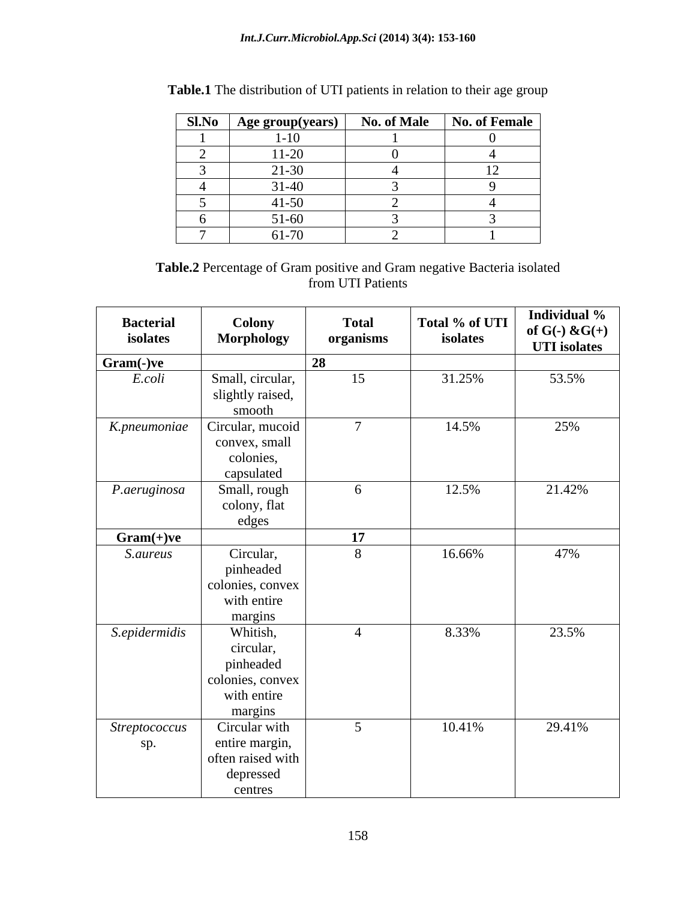**Table.1** The distribution of UTI patients in relation to their age group

| Sl.No | Age group(years) | No. of Male | No. of Female |
|---|---|---|---|
| 1 | 1-10 | 1 | 0 |
| 2 | 11-20 | 0 | 4 |
| 3 | 21-30 | 4 | 12 |
| 4 | 31-40 | 3 | 9 |
| 5 | 41-50 | 2 | 4 |
| 6 | 51-60 | 3 | 3 |
| 7 | 61-70 | 2 | 1 |

**Table.2** Percentage of Gram positive and Gram negative Bacteria isolated from UTI Patients

| Bacterial isolates | Colony Morphology | Total organisms | Total % of UTI isolates | Individual % of G(-) &G(+) UTI isolates |
|---|---|---|---|---|
| **Gram(-)ve** | | **28** | | |
| *E.coli* | Small, circular, slightly raised, smooth | 15 | 31.25% | 53.5% |
| *K.pneumoniae* | Circular, mucoid convex, small colonies, capsulated | 7 | 14.5% | 25% |
| *P.aeruginosa* | Small, rough colony, flat edges | 6 | 12.5% | 21.42% |
| **Gram(+)ve** | | **17** | | |
| *S.aureus* | Circular, pinheaded colonies, convex with entire margins | 8 | 16.66% | 47% |
| *S.epidermidis* | Whitish, circular, pinheaded colonies, convex with entire margins | 4 | 8.33% | 23.5% |
| *Streptococcus* sp. | Circular with entire margin, often raised with depressed centres | 5 | 10.41% | 29.41% |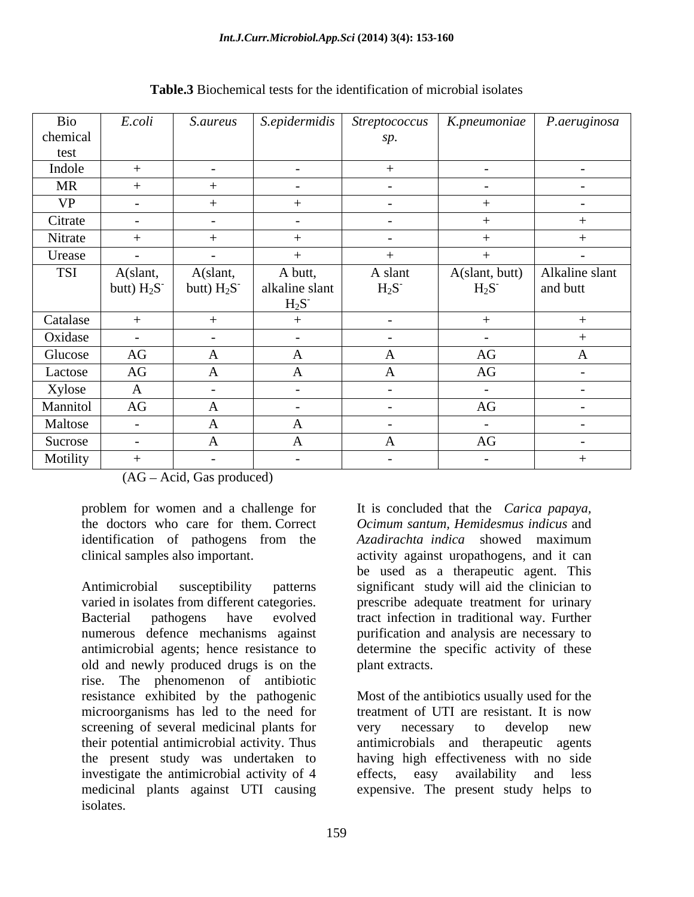**Table.3** Biochemical tests for the identification of microbial isolates

| Bio chemical test | *E.coli* | *S.aureus* | *S.epidermidis* | *Streptococcus sp.* | *K.pneumoniae* | *P.aeruginosa* |
|---|---|---|---|---|---|---|
| Indole | + | - | - | + | - | - |
| MR | + | + | - | - | - | - |
| VP | - | + | + | - | + | - |
| Citrate | - | - | - | - | + | + |
| Nitrate | + | + | + | - | + | + |
| Urease | - | - | + | + | + | - |
| TSI | A(slant, butt) $H_2S^-$ | A(slant, butt) $H_2S^-$ | A butt, alkaline slant $H_2S^-$ | A slant $H_2S^-$ | A(slant, butt) $H_2S^-$ | Alkaline slant and butt |
| Catalase | + | + | + | - | + | + |
| Oxidase | - | - | - | - | - | + |
| Glucose | AG | A | A | A | AG | A |
| Lactose | AG | A | A | A | AG | - |
| Xylose | A | - | - | - | - | - |
| Mannitol | AG | A | - | - | AG | - |
| Maltose | - | A | A | - | - | - |
| Sucrose | - | A | A | A | AG | - |
| Motility | + | - | - | - | - | + |

(AG – Acid, Gas produced)

problem for women and a challenge for the doctors who care for them. Correct identification of pathogens from the clinical samples also important.

Antimicrobial susceptibility patterns varied in isolates from different categories. Bacterial pathogens have evolved numerous defence mechanisms against antimicrobial agents; hence resistance to old and newly produced drugs is on the rise. The phenomenon of antibiotic resistance exhibited by the pathogenic microorganisms has led to the need for screening of several medicinal plants for their potential antimicrobial activity. Thus the present study was undertaken to investigate the antimicrobial activity of 4 medicinal plants against UTI causing isolates.

It is concluded that the *Carica papaya*, *Ocimum santum*, *Hemidesmus indicus* and *Azadirachta indica* showed maximum activity against uropathogens, and it can be used as a therapeutic agent. This significant study will aid the clinician to prescribe adequate treatment for urinary tract infection in traditional way. Further purification and analysis are necessary to determine the specific activity of these plant extracts.

Most of the antibiotics usually used for the treatment of UTI are resistant. It is now very necessary to develop new antimicrobials and therapeutic agents having high effectiveness with no side effects, easy availability and less expensive. The present study helps to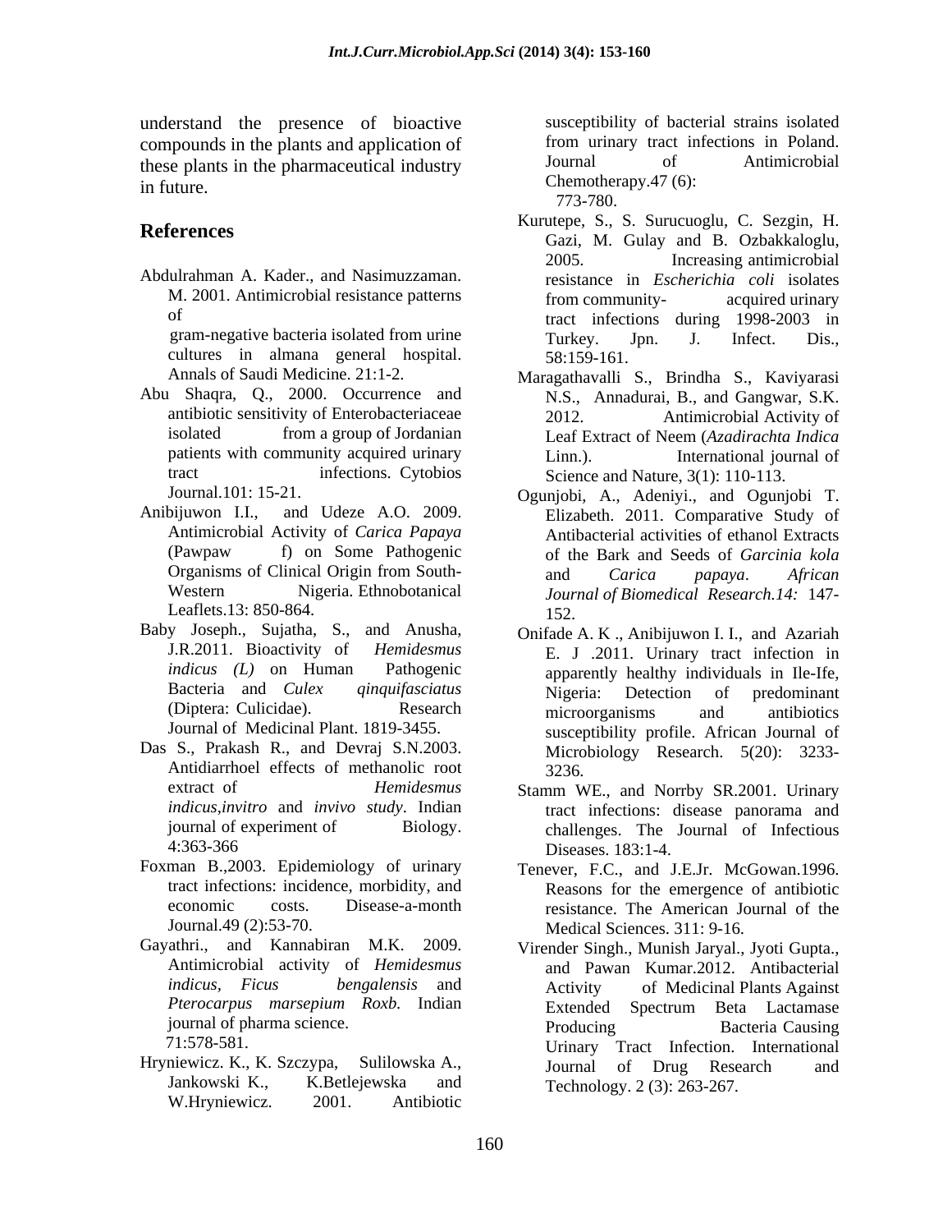understand the presence of bioactive compounds in the plants and application of these plants in the pharmaceutical industry in future.

## References

Abdulrahman A. Kader., and Nasimuzzaman. M. 2001. Antimicrobial resistance patterns of gram-negative bacteria isolated from urine cultures in almana general hospital. Annals of Saudi Medicine. 21:1-2.

Abu Shaqra, Q., 2000. Occurrence and antibiotic sensitivity of Enterobacteriaceae isolated from a group of Jordanian patients with community acquired urinary tract infections. Cytobios Journal.101: 15-21.

Anibijuwon I.I., and Udeze A.O. 2009. Antimicrobial Activity of *Carica Papaya* (Pawpaw f) on Some Pathogenic Organisms of Clinical Origin from South-Western Nigeria. Ethnobotanical Leaflets.13: 850-864.

Baby Joseph., Sujatha, S., and Anusha, J.R.2011. Bioactivity of *Hemidesmus indicus (L)* on Human Pathogenic Bacteria and *Culex qinquifasciatus* (Diptera: Culicidae). Research Journal of Medicinal Plant. 1819-3455.

Das S., Prakash R., and Devraj S.N.2003. Antidiarrhoel effects of methanolic root extract of *Hemidesmus indicus,invitro* and *invivo study*. Indian journal of experiment of Biology. 4:363-366

Foxman B.,2003. Epidemiology of urinary tract infections: incidence, morbidity, and economic costs. Disease-a-month Journal.49 (2):53-70.

Gayathri., and Kannabiran M.K. 2009. Antimicrobial activity of *Hemidesmus indicus*, *Ficus bengalensis* and *Pterocarpus marsepium Roxb.* Indian journal of pharma science. 71:578-581.

Hryniewicz. K., K. Szczypa, Sulilowska A., Jankowski K., K.Betlejewska and W.Hryniewicz. 2001. Antibiotic susceptibility of bacterial strains isolated from urinary tract infections in Poland. Journal of Antimicrobial Chemotherapy.47 (6): 773-780.

Kurutepe, S., S. Surucuoglu, C. Sezgin, H. Gazi, M. Gulay and B. Ozbakkaloglu, 2005. Increasing antimicrobial resistance in *Escherichia coli* isolates from community- acquired urinary tract infections during 1998-2003 in Turkey. Jpn. J. Infect. Dis., 58:159-161.

Maragathavalli S., Brindha S., Kaviyarasi N.S., Annadurai, B., and Gangwar, S.K. 2012. Antimicrobial Activity of Leaf Extract of Neem (*Azadirachta Indica* Linn.). International journal of Science and Nature, 3(1): 110-113.

Ogunjobi, A., Adeniyi., and Ogunjobi T. Elizabeth. 2011. Comparative Study of Antibacterial activities of ethanol Extracts of the Bark and Seeds of *Garcinia kola* and *Carica papaya*. *African Journal of Biomedical Research.14:* 147-152.

Onifade A. K ., Anibijuwon I. I., and Azariah E. J .2011. Urinary tract infection in apparently healthy individuals in Ile-Ife, Nigeria: Detection of predominant microorganisms and antibiotics susceptibility profile. African Journal of Microbiology Research. 5(20): 3233-3236.

Stamm WE., and Norrby SR.2001. Urinary tract infections: disease panorama and challenges. The Journal of Infectious Diseases. 183:1-4.

Tenever, F.C., and J.E.Jr. McGowan.1996. Reasons for the emergence of antibiotic resistance. The American Journal of the Medical Sciences. 311: 9-16.

Virender Singh., Munish Jaryal., Jyoti Gupta., and Pawan Kumar.2012. Antibacterial Activity of Medicinal Plants Against Extended Spectrum Beta Lactamase Producing Bacteria Causing Urinary Tract Infection. International Journal of Drug Research and Technology. 2 (3): 263-267.